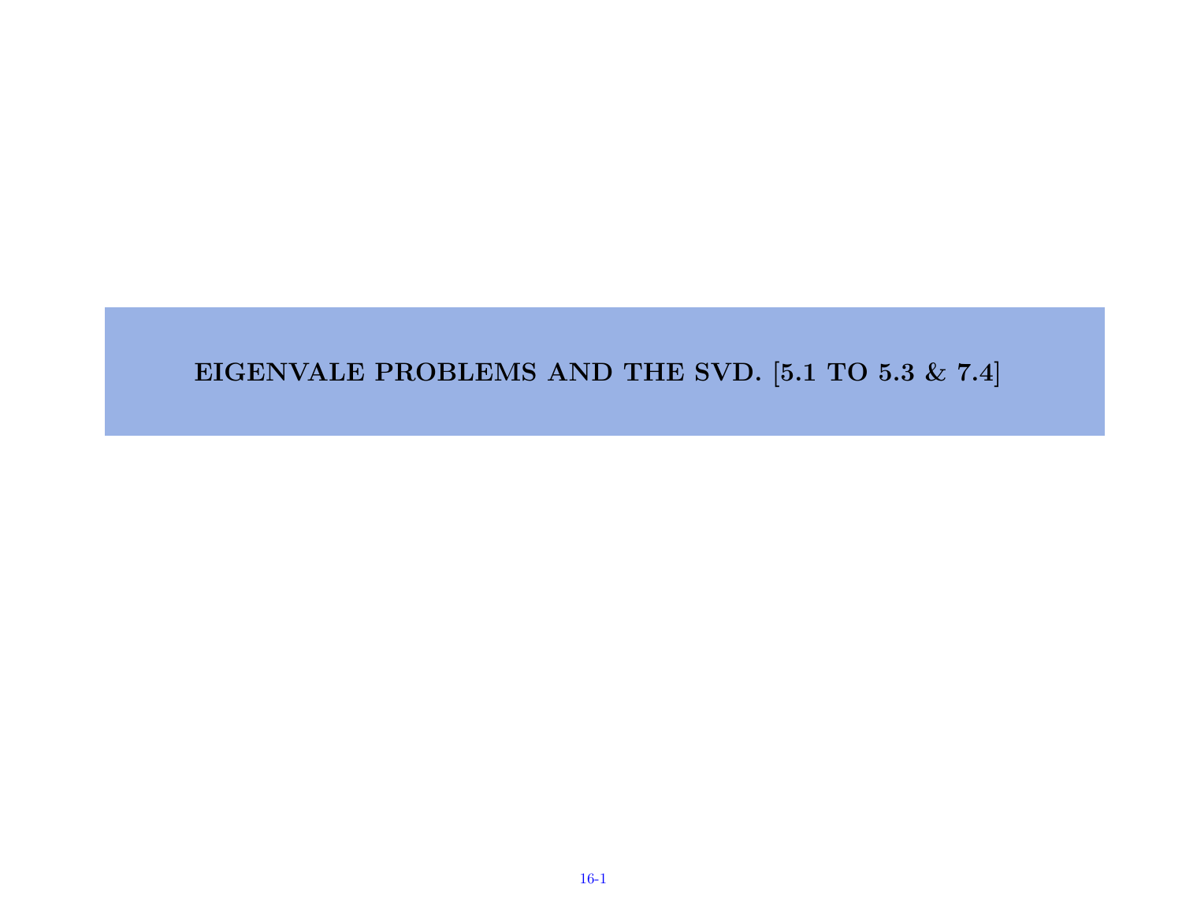# EIGENVALE PROBLEMS AND THE SVD. [5.1 TO 5.3 & 7.4]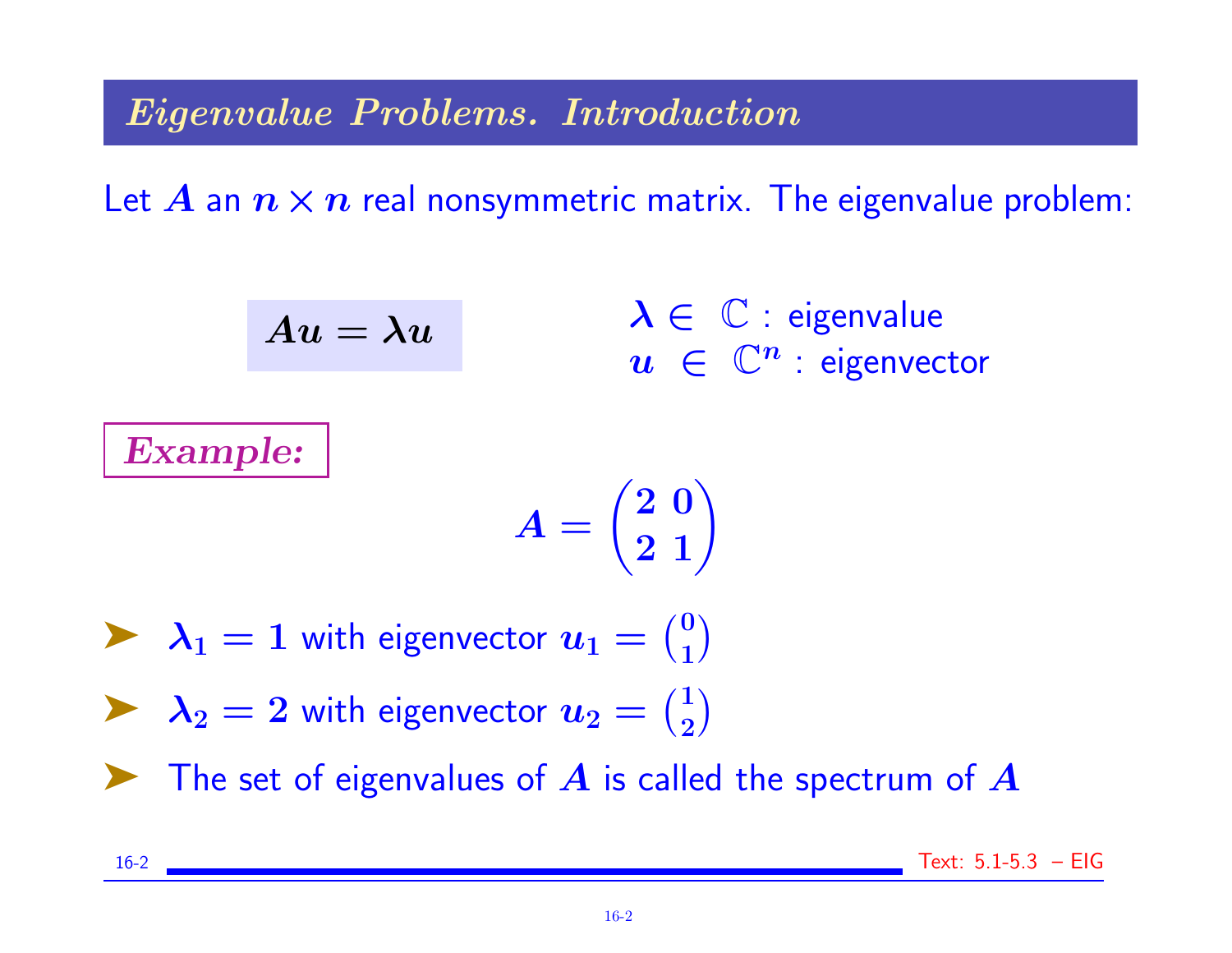## *Eigenvalue Problems. Introduction*

Let $A$ an $n \times n$ real nonsymmetric matrix. The eigenvalue problem:

$$Au = \lambda u$$

$\lambda \in \mathbb{C}$ : eigenvalue
$u \in \mathbb{C}^n$ : eigenvector

***Example:***

$$A = \begin{pmatrix} 2 & 0 \\ 2 & 1 \end{pmatrix}$$

- $\lambda_1 = 1$ with eigenvector $u_1 = \binom{0}{1}$
- $\lambda_2 = 2$ with eigenvector $u_2 = \binom{1}{2}$
- The set of eigenvalues of $A$ is called the spectrum of $A$

Text: 5.1-5.3 – EIG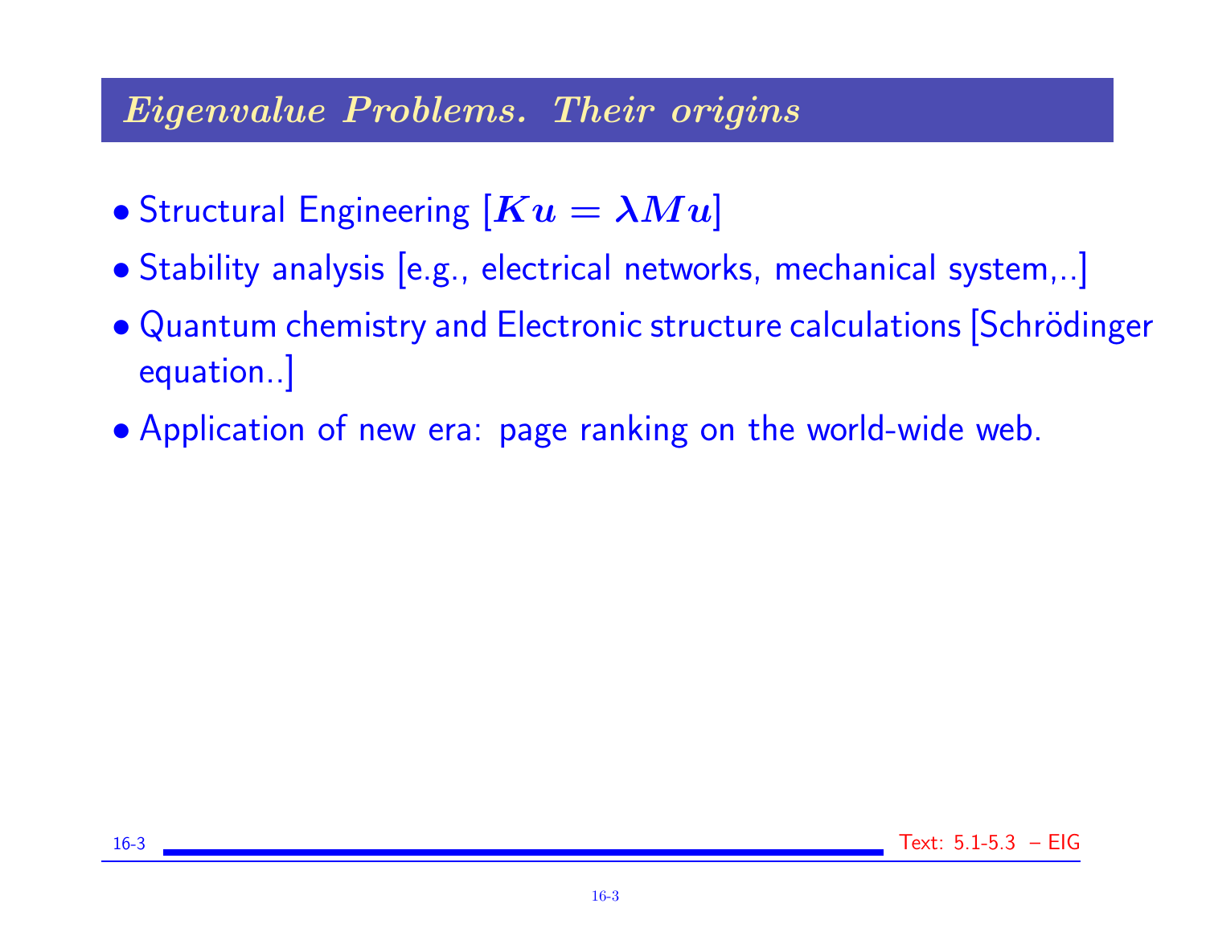## *Eigenvalue Problems. Their origins*

- Structural Engineering [$Ku = \lambda Mu$]
- Stability analysis [e.g., electrical networks, mechanical system,..]
- Quantum chemistry and Electronic structure calculations [Schrödinger equation..]
- Application of new era: page ranking on the world-wide web.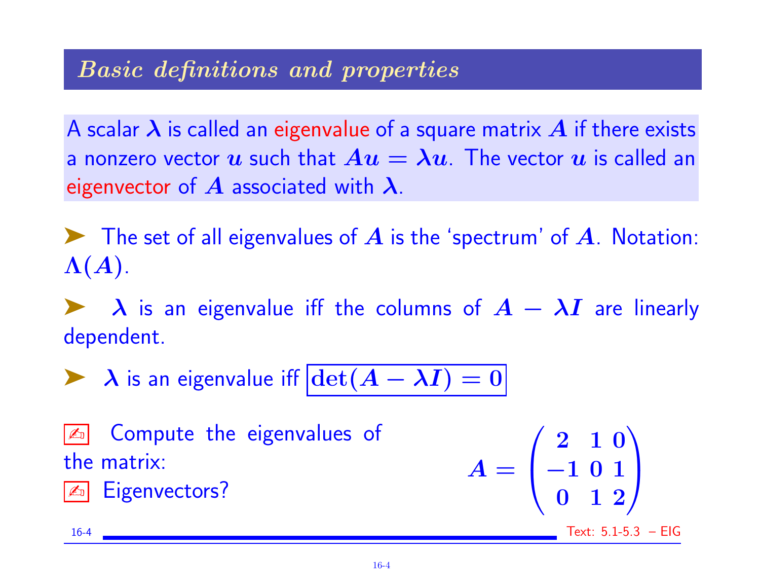## *Basic definitions and properties*

A scalar $\lambda$ is called an eigenvalue of a square matrix $A$ if there exists a nonzero vector $u$ such that $Au = \lambda u$. The vector $u$ is called an eigenvector of $A$ associated with $\lambda$.

➤ The set of all eigenvalues of $A$ is the 'spectrum' of $A$. Notation: $\Lambda(A)$.

➤ $\lambda$ is an eigenvalue iff the columns of $A - \lambda I$ are linearly dependent.

➤ $\lambda$ is an eigenvalue iff $\boxed{\det(A - \lambda I) = 0}$

✍ Compute the eigenvalues of the matrix:

✍ Eigenvectors?

$$A = \begin{pmatrix} 2 & 1 & 0 \\ -1 & 0 & 1 \\ 0 & 1 & 2 \end{pmatrix}$$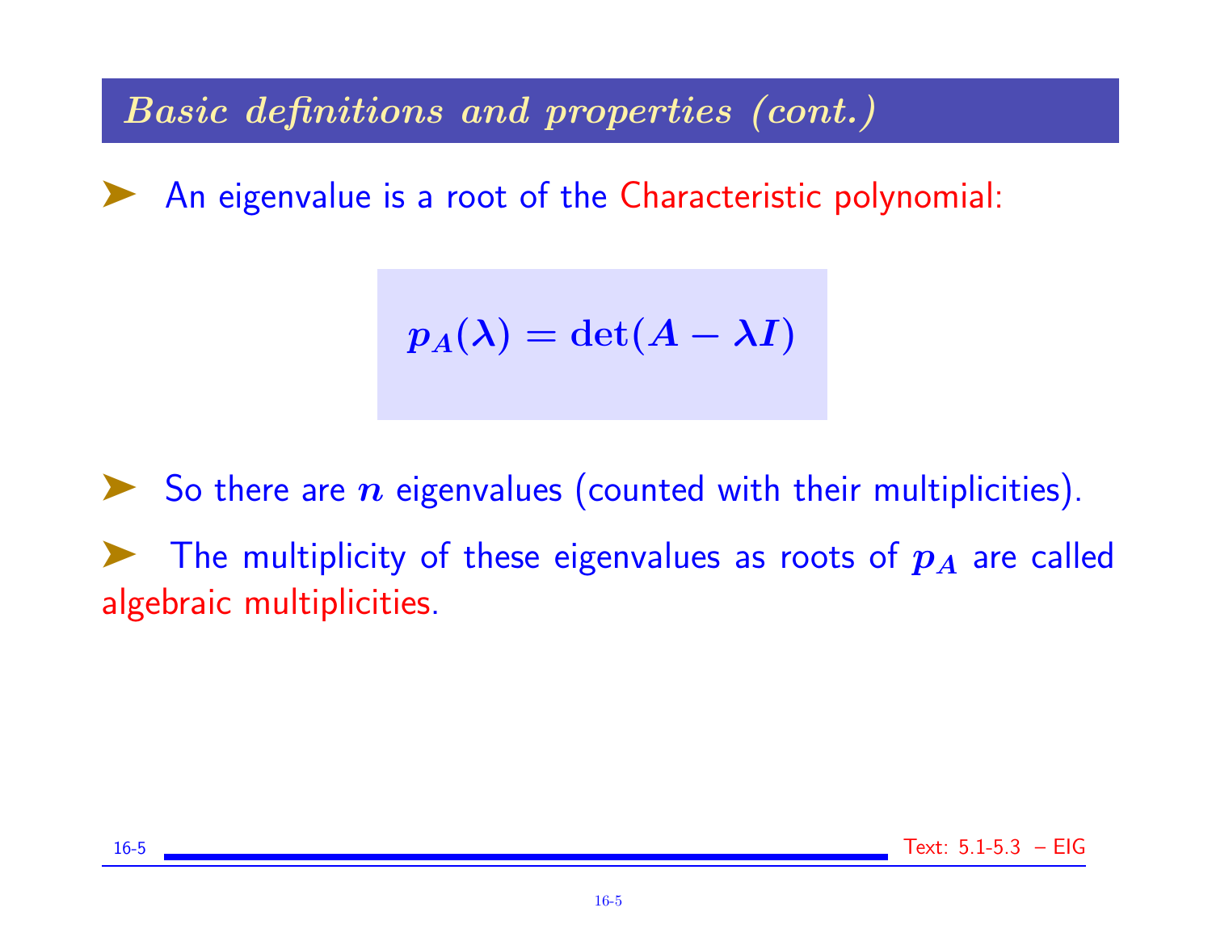## Basic definitions and properties (cont.)

- An eigenvalue is a root of the Characteristic polynomial:

$$p_A(\lambda) = \det(A - \lambda I)$$

- So there are $n$ eigenvalues (counted with their multiplicities).

- The multiplicity of these eigenvalues as roots of $p_A$ are called algebraic multiplicities.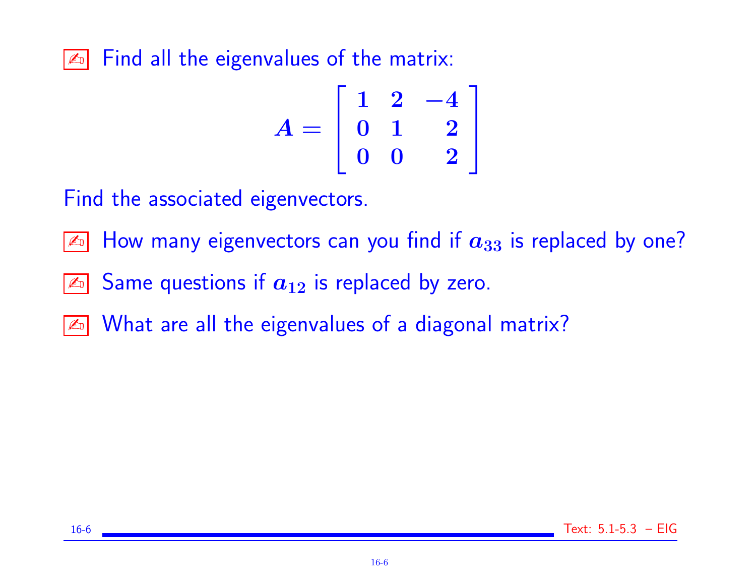✍ Find all the eigenvalues of the matrix:

$$A = \begin{bmatrix} 1 & 2 & -4 \\ 0 & 1 & 2 \\ 0 & 0 & 2 \end{bmatrix}$$

Find the associated eigenvectors.

✍ How many eigenvectors can you find if $a_{33}$ is replaced by one?

✍ Same questions if $a_{12}$ is replaced by zero.

✍ What are all the eigenvalues of a diagonal matrix?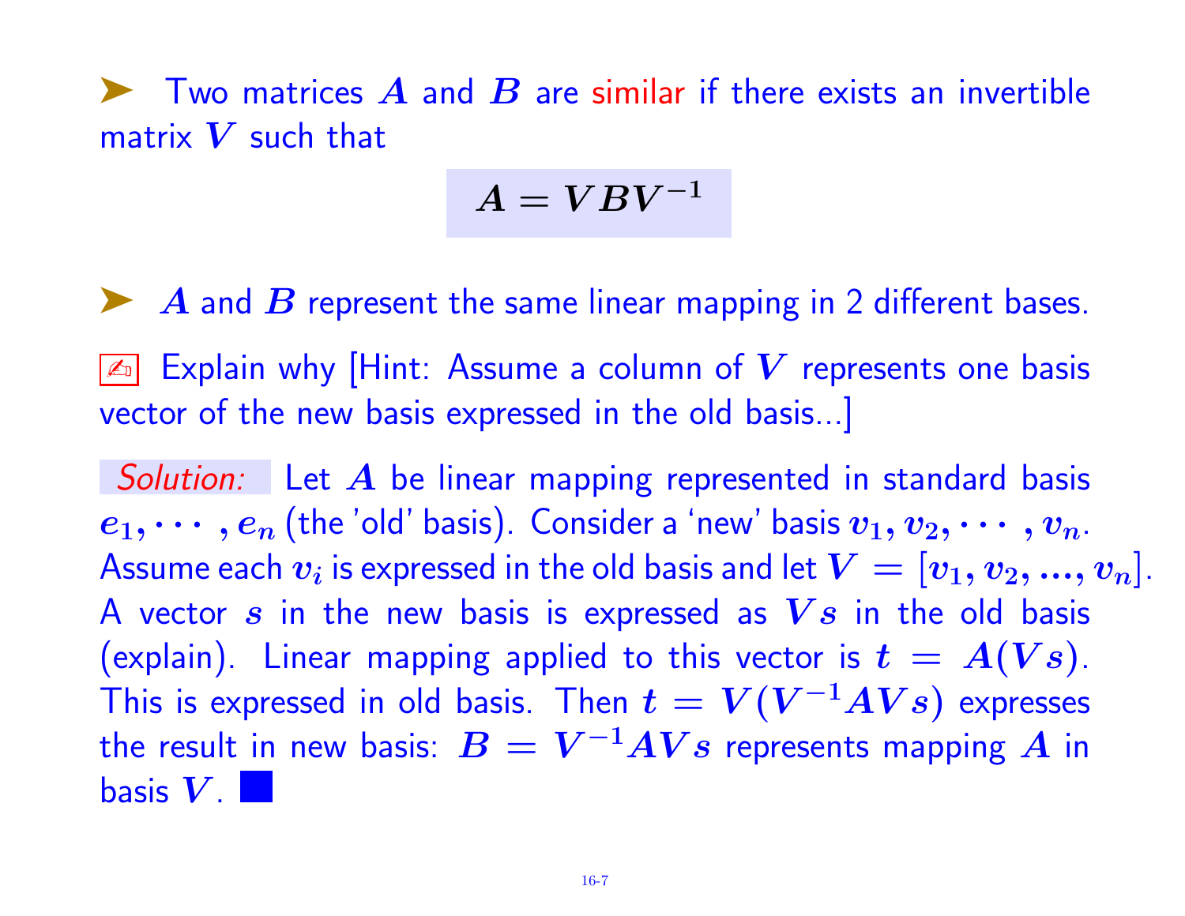➤ Two matrices $A$ and $B$ are similar if there exists an invertible matrix $V$ such that

$$A = VBV^{-1}$$

➤ $A$ and $B$ represent the same linear mapping in 2 different bases.

✍ Explain why [Hint: Assume a column of $V$ represents one basis vector of the new basis expressed in the old basis...]

*Solution:* Let $A$ be linear mapping represented in standard basis $e_1, \cdots, e_n$ (the 'old' basis). Consider a 'new' basis $v_1, v_2, \cdots, v_n$. Assume each $v_i$ is expressed in the old basis and let $V = [v_1, v_2, ..., v_n]$. A vector $s$ in the new basis is expressed as $Vs$ in the old basis (explain). Linear mapping applied to this vector is $t = A(Vs)$. This is expressed in old basis. Then $t = V(V^{-1}AVs)$ expresses the result in new basis: $B = V^{-1}AVs$ represents mapping $A$ in basis $V$. ■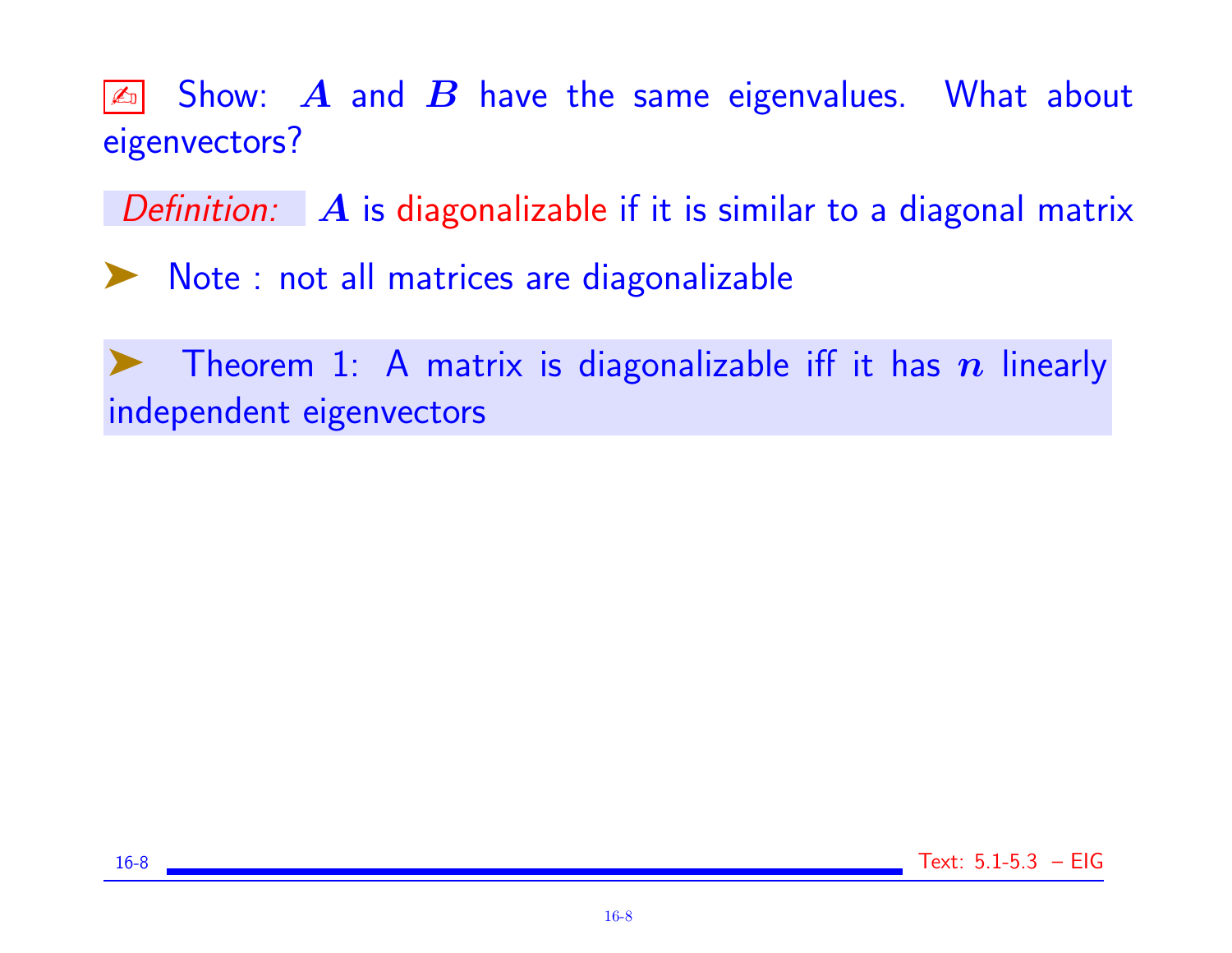✍ Show: $A$ and $B$ have the same eigenvalues. What about eigenvectors?

*Definition:* $A$ is diagonalizable if it is similar to a diagonal matrix

➤ Note : not all matrices are diagonalizable

➤ Theorem 1: A matrix is diagonalizable iff it has $n$ linearly independent eigenvectors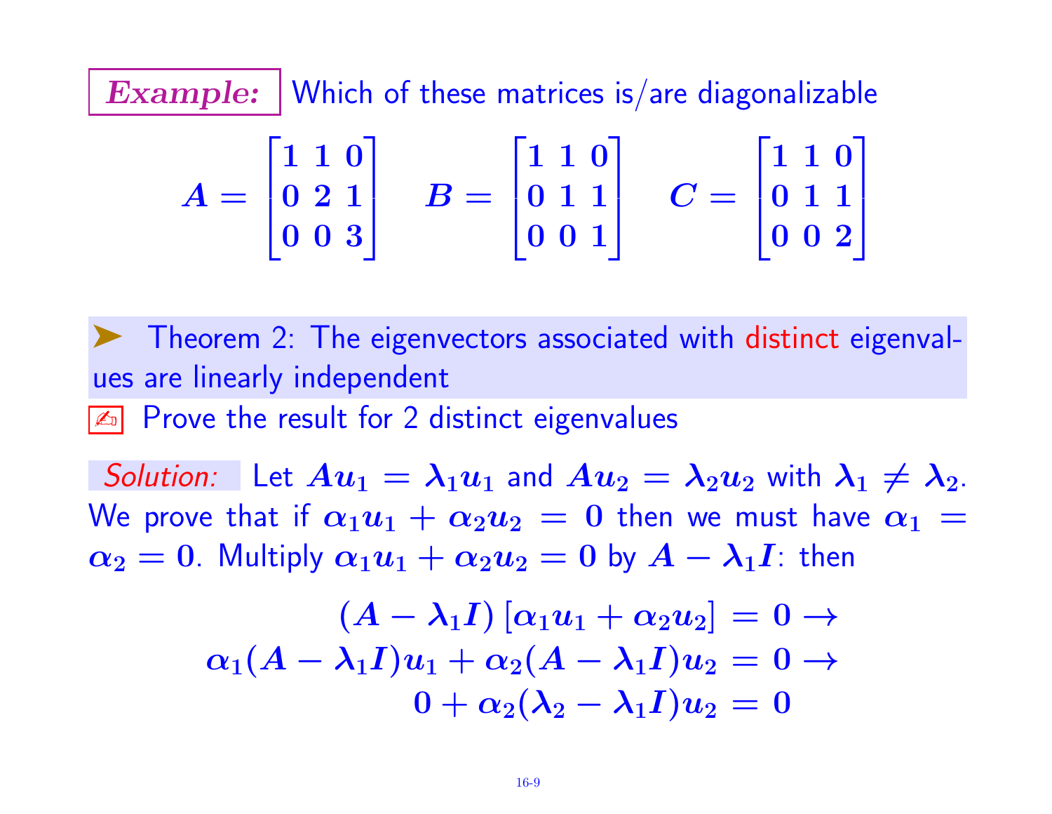**Example:** Which of these matrices is/are diagonalizable

$$A = \begin{bmatrix} 1 & 1 & 0 \\ 0 & 2 & 1 \\ 0 & 0 & 3 \end{bmatrix} \quad B = \begin{bmatrix} 1 & 1 & 0 \\ 0 & 1 & 1 \\ 0 & 0 & 1 \end{bmatrix} \quad C = \begin{bmatrix} 1 & 1 & 0 \\ 0 & 1 & 1 \\ 0 & 0 & 2 \end{bmatrix}$$

➤ Theorem 2: The eigenvectors associated with distinct eigenvalues are linearly independent

✍ Prove the result for 2 distinct eigenvalues

*Solution:* Let $Au_1 = \lambda_1 u_1$ and $Au_2 = \lambda_2 u_2$ with $\lambda_1 \neq \lambda_2$. We prove that if $\alpha_1 u_1 + \alpha_2 u_2 = 0$ then we must have $\alpha_1 = \alpha_2 = 0$. Multiply $\alpha_1 u_1 + \alpha_2 u_2 = 0$ by $A - \lambda_1 I$: then

$$\begin{aligned} (A - \lambda_1 I)\left[\alpha_1 u_1 + \alpha_2 u_2\right] = 0 \rightarrow \\ \alpha_1 (A - \lambda_1 I) u_1 + \alpha_2 (A - \lambda_1 I) u_2 = 0 \rightarrow \\ 0 + \alpha_2 (\lambda_2 - \lambda_1 I) u_2 = 0 \end{aligned}$$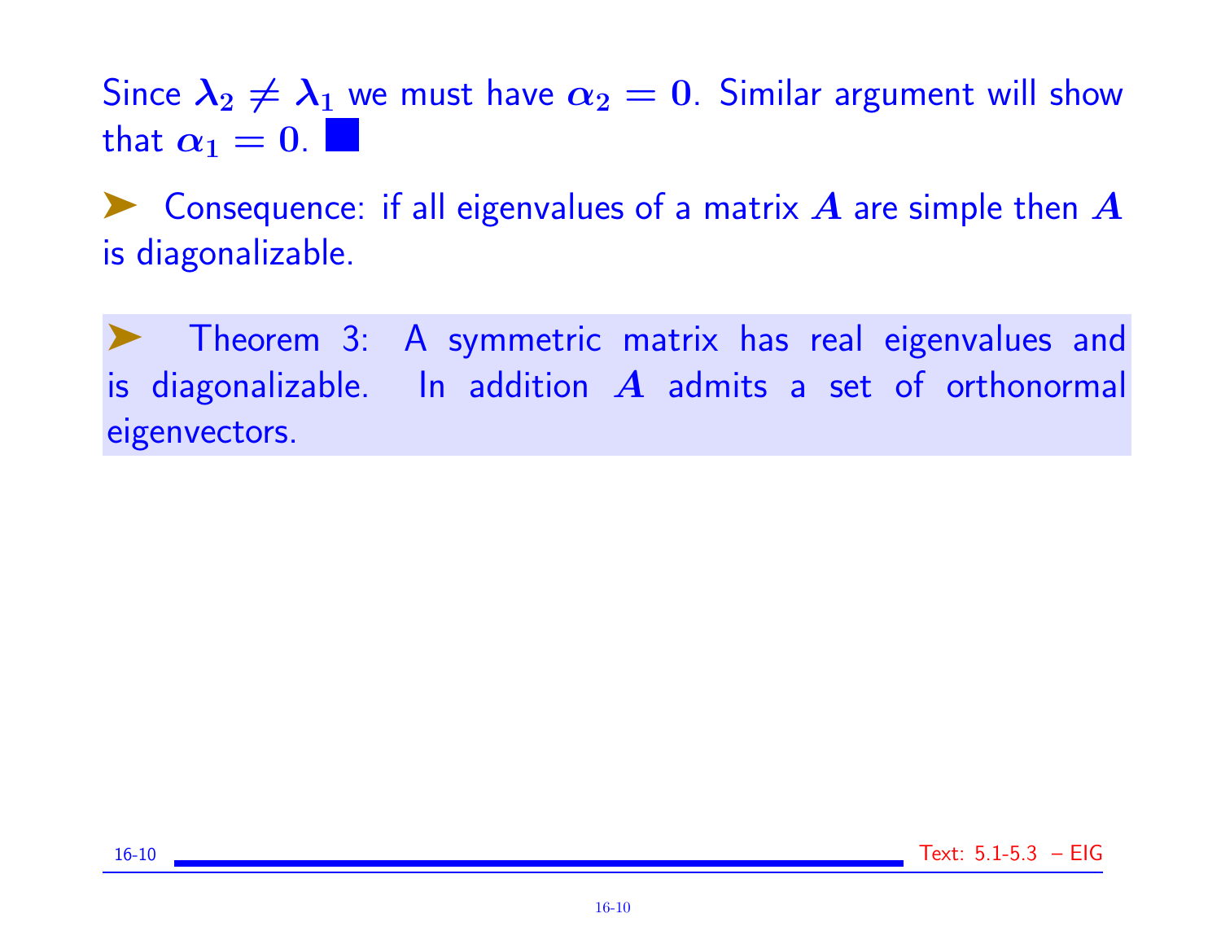Since $\lambda_2 \neq \lambda_1$ we must have $\alpha_2 = 0$. Similar argument will show that $\alpha_1 = 0$. ■

➤ Consequence: if all eigenvalues of a matrix $A$ are simple then $A$ is diagonalizable.

➤ Theorem 3: A symmetric matrix has real eigenvalues and is diagonalizable. In addition $A$ admits a set of orthonormal eigenvectors.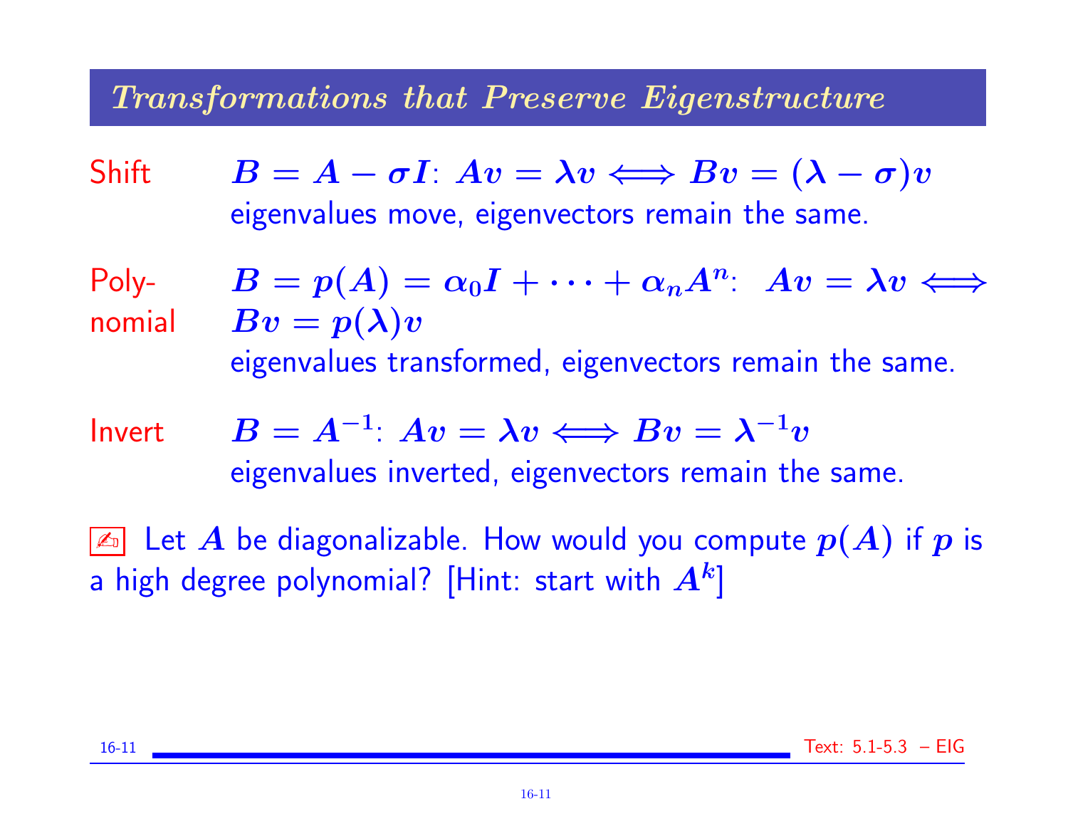## Transformations that Preserve Eigenstructure

Shift $B = A - \sigma I$: $Av = \lambda v \iff Bv = (\lambda - \sigma)v$
eigenvalues move, eigenvectors remain the same.

Polynomial $B = p(A) = \alpha_0 I + \cdots + \alpha_n A^n$: $Av = \lambda v \iff Bv = p(\lambda)v$
eigenvalues transformed, eigenvectors remain the same.

Invert $B = A^{-1}$: $Av = \lambda v \iff Bv = \lambda^{-1}v$
eigenvalues inverted, eigenvectors remain the same.

✍ Let $A$ be diagonalizable. How would you compute $p(A)$ if $p$ is a high degree polynomial? [Hint: start with $A^k$]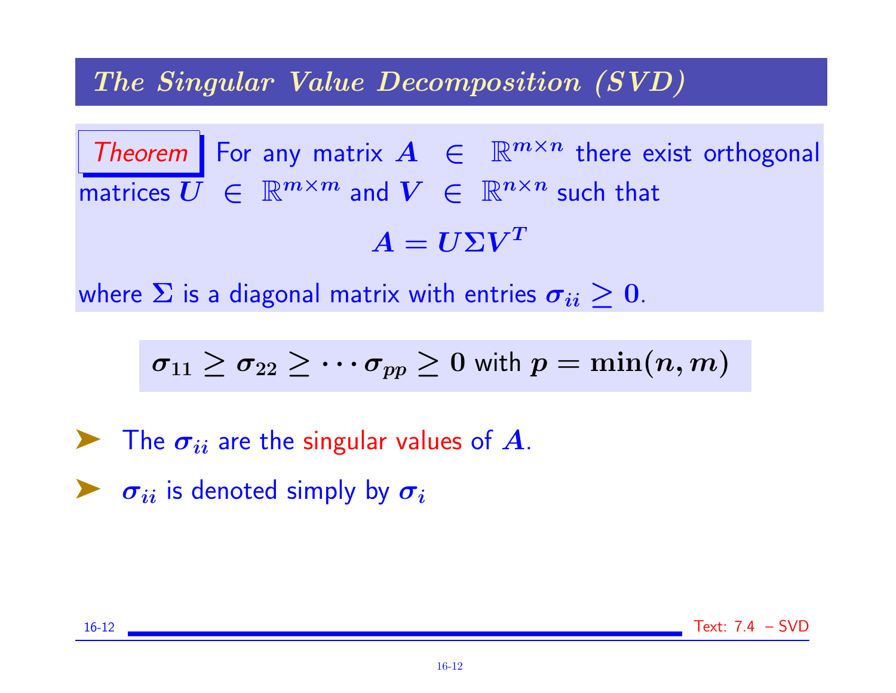## The Singular Value Decomposition (SVD)

**Theorem** For any matrix $A \in \mathbb{R}^{m\times n}$ there exist orthogonal matrices $U \in \mathbb{R}^{m\times m}$ and $V \in \mathbb{R}^{n\times n}$ such that

$$A = U\Sigma V^T$$

where $\Sigma$ is a diagonal matrix with entries $\sigma_{ii} \geq 0$.

$$\sigma_{11} \geq \sigma_{22} \geq \cdots \sigma_{pp} \geq 0 \text{ with } p = \min(n, m)$$

- The $\sigma_{ii}$ are the singular values of $A$.
- $\sigma_{ii}$ is denoted simply by $\sigma_i$

Text: 7.4 – SVD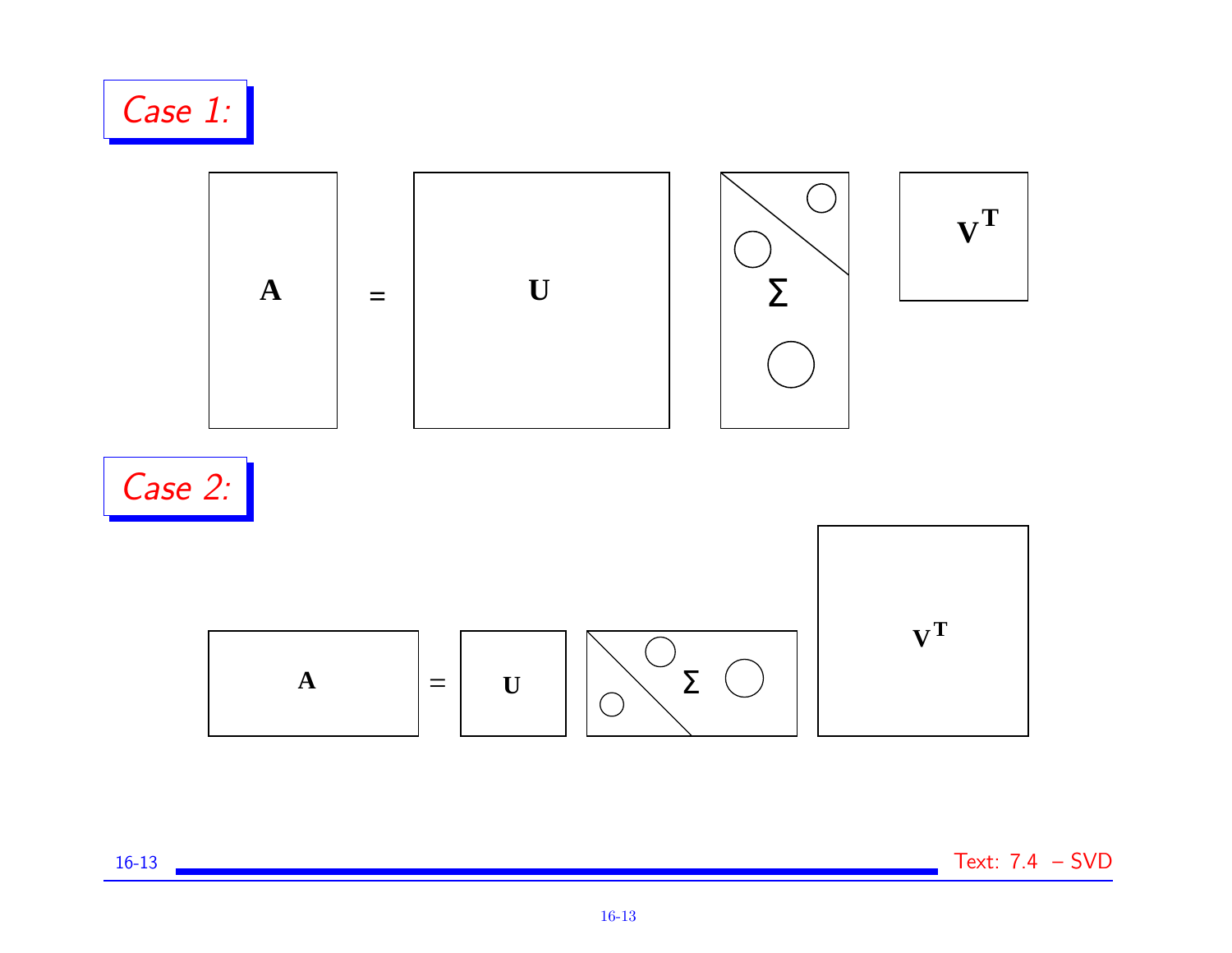## *Case 1:*

$$\mathbf{A} = \mathbf{U} \; \Sigma \; \mathbf{V}^T$$

## *Case 2:*

$$\mathbf{A} = \mathbf{U} \; \Sigma \; \mathbf{V}^T$$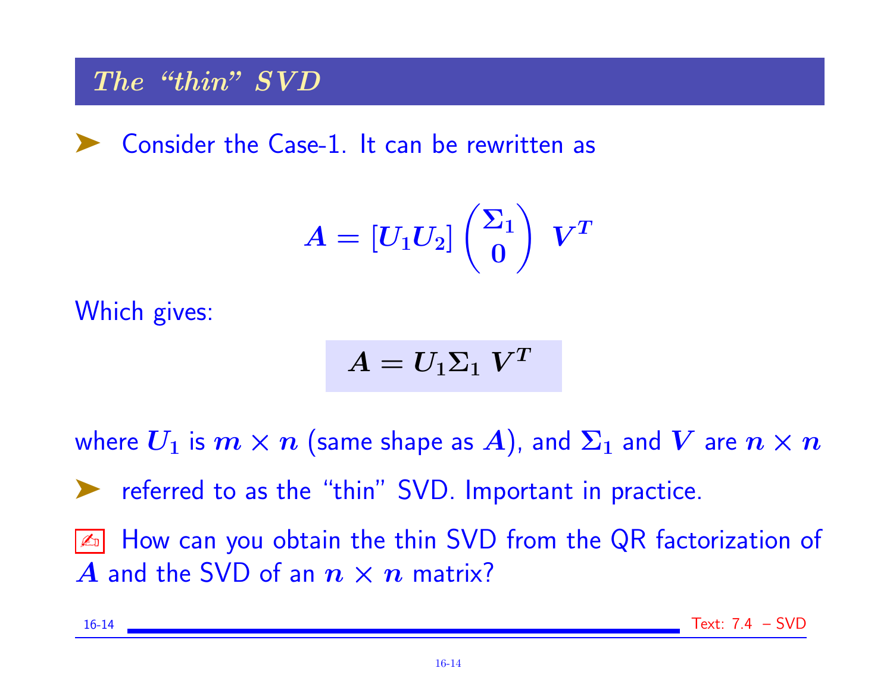## The "thin" SVD

- Consider the Case-1. It can be rewritten as

$$A = [U_1 U_2] \begin{pmatrix} \Sigma_1 \\ 0 \end{pmatrix} \; V^T$$

Which gives:

$$A = U_1 \Sigma_1 \; V^T$$

where $U_1$ is $m \times n$ (same shape as $A$), and $\Sigma_1$ and $V$ are $n \times n$

- referred to as the "thin" SVD. Important in practice.

✍ How can you obtain the thin SVD from the QR factorization of $A$ and the SVD of an $n \times n$ matrix?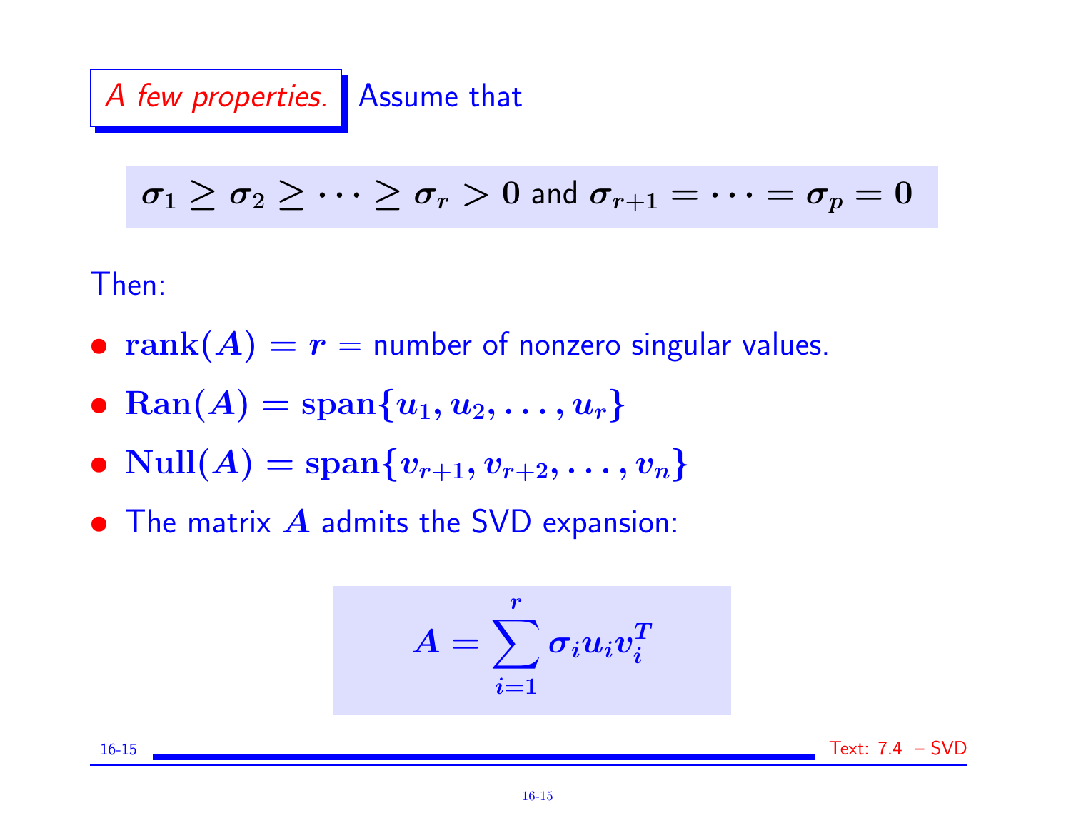*A few properties.* Assume that

$$\sigma_1 \geq \sigma_2 \geq \cdots \geq \sigma_r > 0 \text{ and } \sigma_{r+1} = \cdots = \sigma_p = 0$$

Then:

- $\mathbf{rank}(A) = r =$ number of nonzero singular values.
- $\mathbf{Ran}(A) = \mathbf{span}\{u_1, u_2, \ldots, u_r\}$
- $\mathbf{Null}(A) = \mathbf{span}\{v_{r+1}, v_{r+2}, \ldots, v_n\}$
- The matrix $A$ admits the SVD expansion:

$$A = \sum_{i=1}^{r} \sigma_i u_i v_i^T$$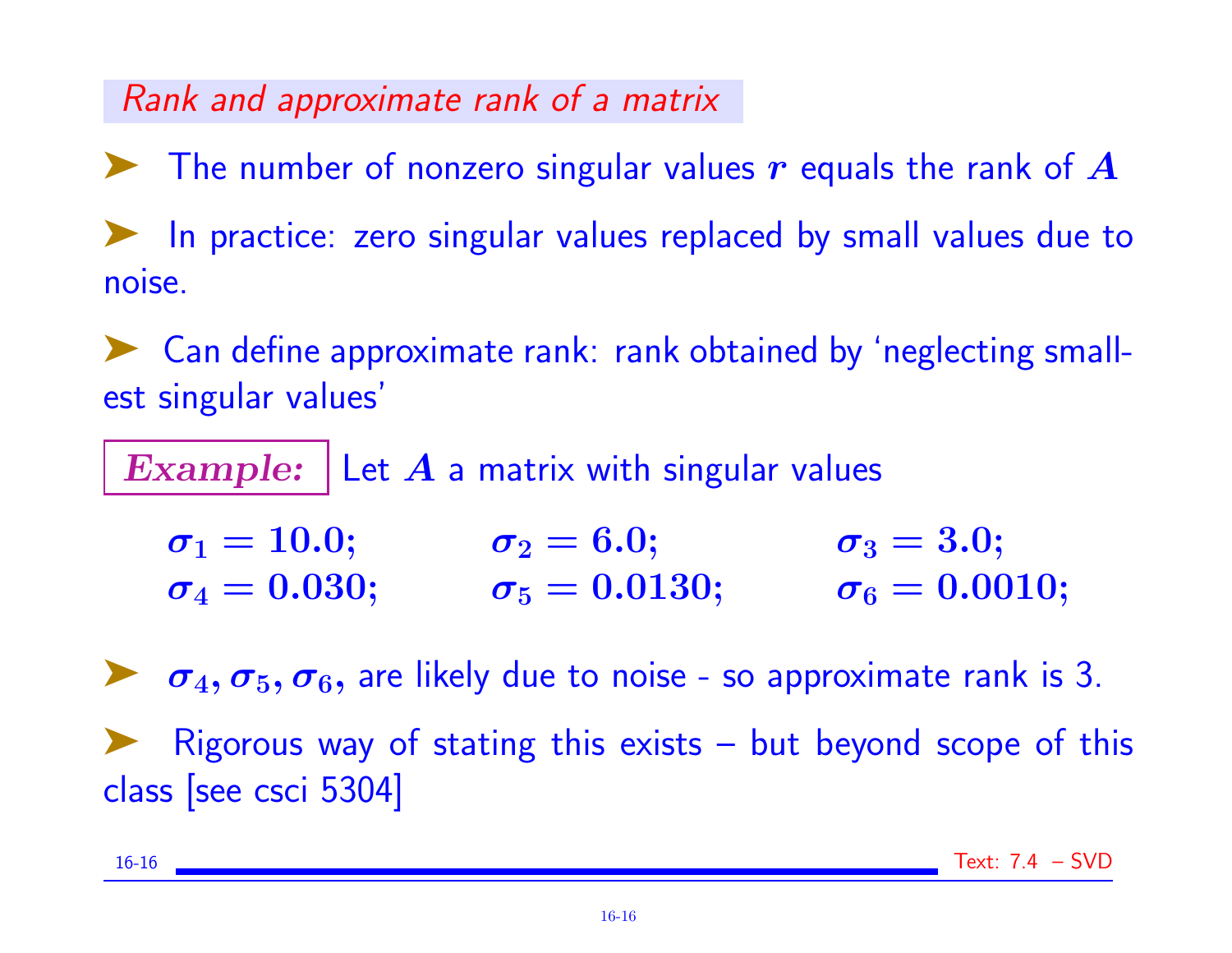## Rank and approximate rank of a matrix

- The number of nonzero singular values $r$ equals the rank of $A$
- In practice: zero singular values replaced by small values due to noise.
- Can define approximate rank: rank obtained by 'neglecting smallest singular values'

**Example:** Let $A$ a matrix with singular values

$$\sigma_1 = 10.0; \quad \sigma_2 = 6.0; \quad \sigma_3 = 3.0;$$
$$\sigma_4 = 0.030; \quad \sigma_5 = 0.0130; \quad \sigma_6 = 0.0010;$$

- $\sigma_4, \sigma_5, \sigma_6,$ are likely due to noise - so approximate rank is 3.
- Rigorous way of stating this exists – but beyond scope of this class [see csci 5304]

Text: 7.4 – SVD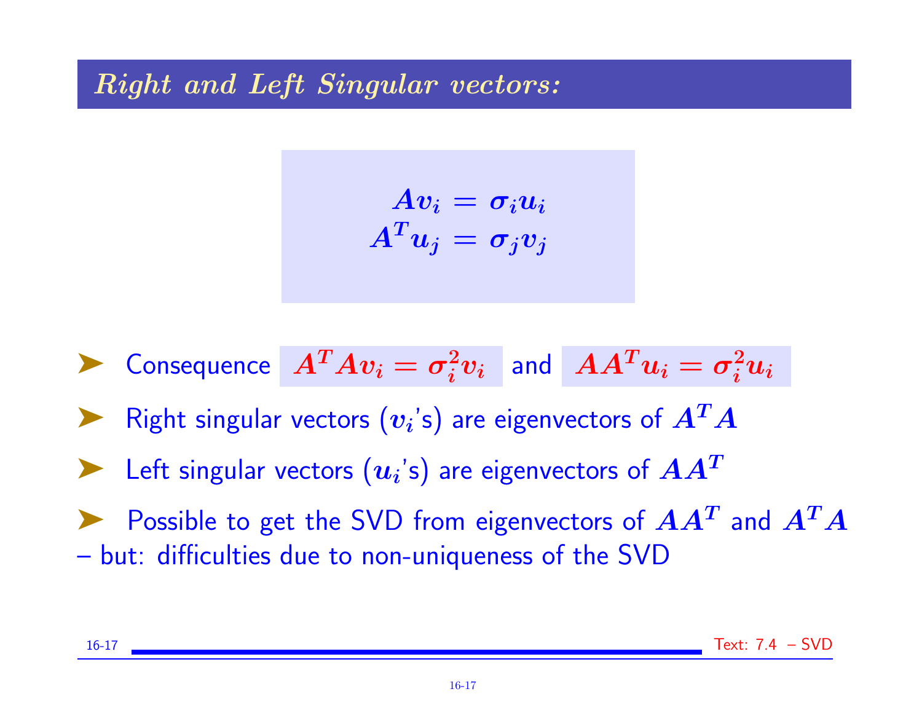## Right and Left Singular vectors:

$$A v_i = \sigma_i u_i$$
$$A^T u_j = \sigma_j v_j$$

- Consequence $A^T A v_i = \sigma_i^2 v_i$ and $A A^T u_i = \sigma_i^2 u_i$
- Right singular vectors ($v_i$'s) are eigenvectors of $A^T A$
- Left singular vectors ($u_i$'s) are eigenvectors of $A A^T$
- Possible to get the SVD from eigenvectors of $A A^T$ and $A^T A$ – but: difficulties due to non-uniqueness of the SVD

Text: 7.4 – SVD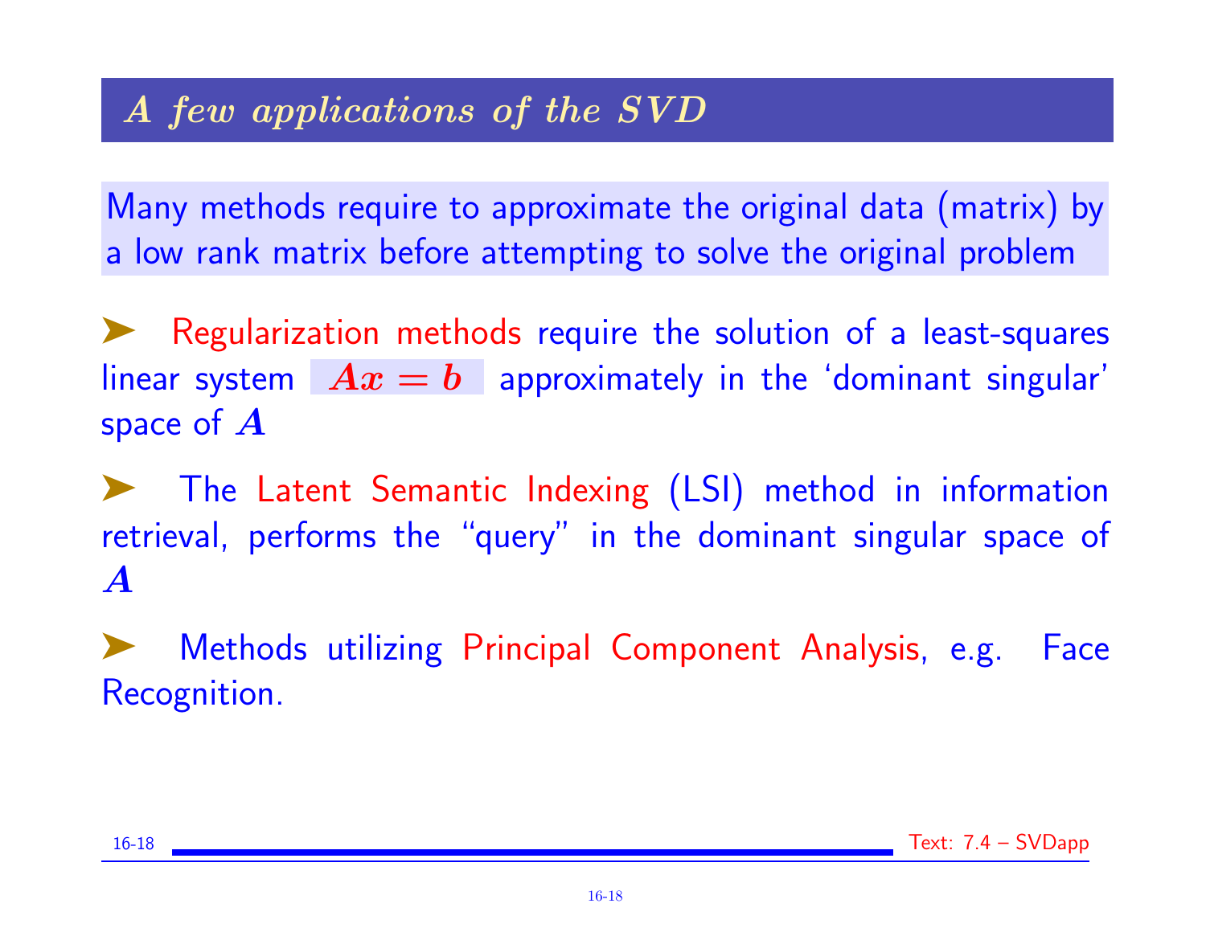## A few applications of the SVD

Many methods require to approximate the original data (matrix) by a low rank matrix before attempting to solve the original problem

- Regularization methods require the solution of a least-squares linear system $Ax = b$ approximately in the 'dominant singular' space of $A$

- The Latent Semantic Indexing (LSI) method in information retrieval, performs the "query" in the dominant singular space of $A$

- Methods utilizing Principal Component Analysis, e.g. Face Recognition.

Text: 7.4 – SVDapp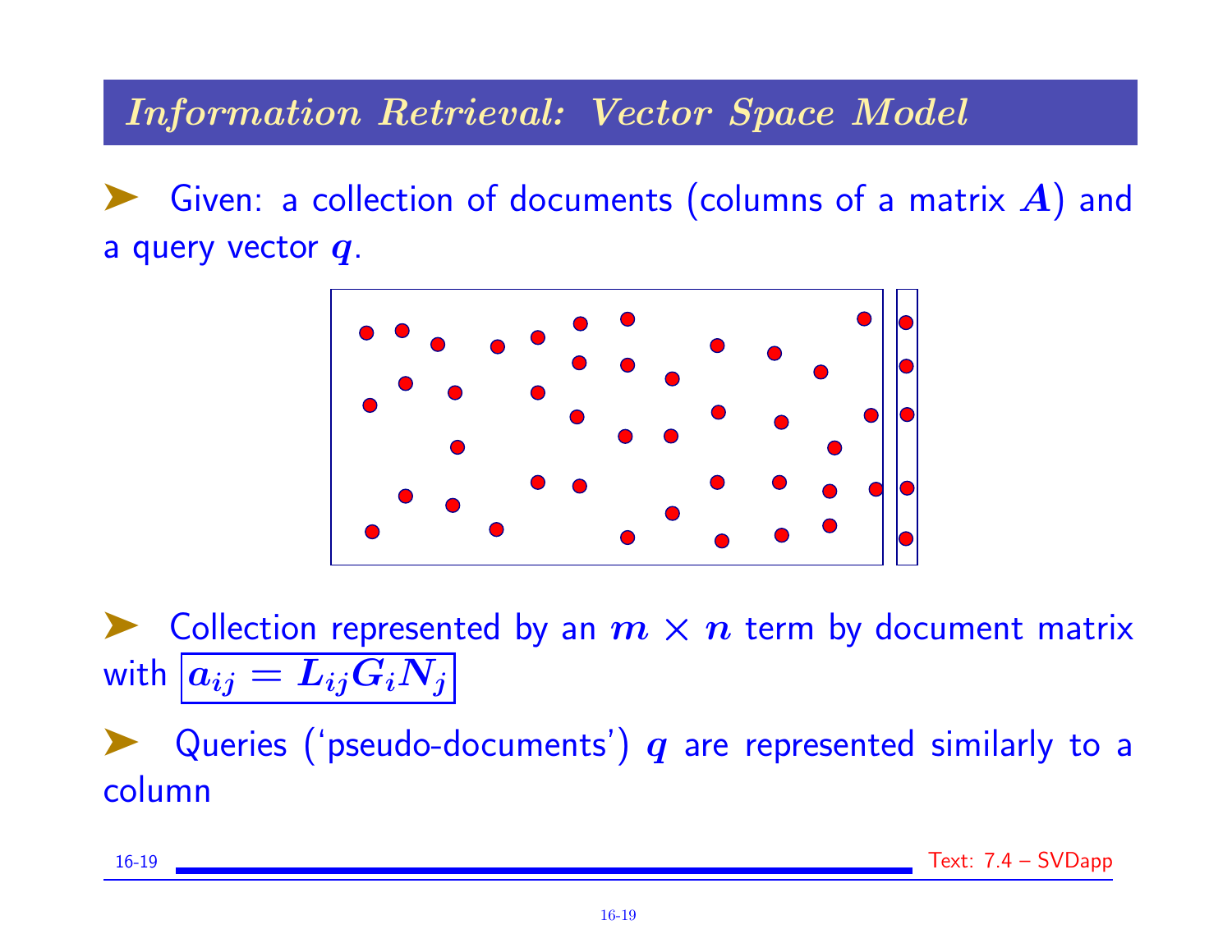## *Information Retrieval: Vector Space Model*

- Given: a collection of documents (columns of a matrix $A$) and a query vector $q$.

- Collection represented by an $m \times n$ term by document matrix with $\boxed{a_{ij} = L_{ij} G_i N_j}$

- Queries ('pseudo-documents') $q$ are represented similarly to a column

Text: 7.4 – SVDapp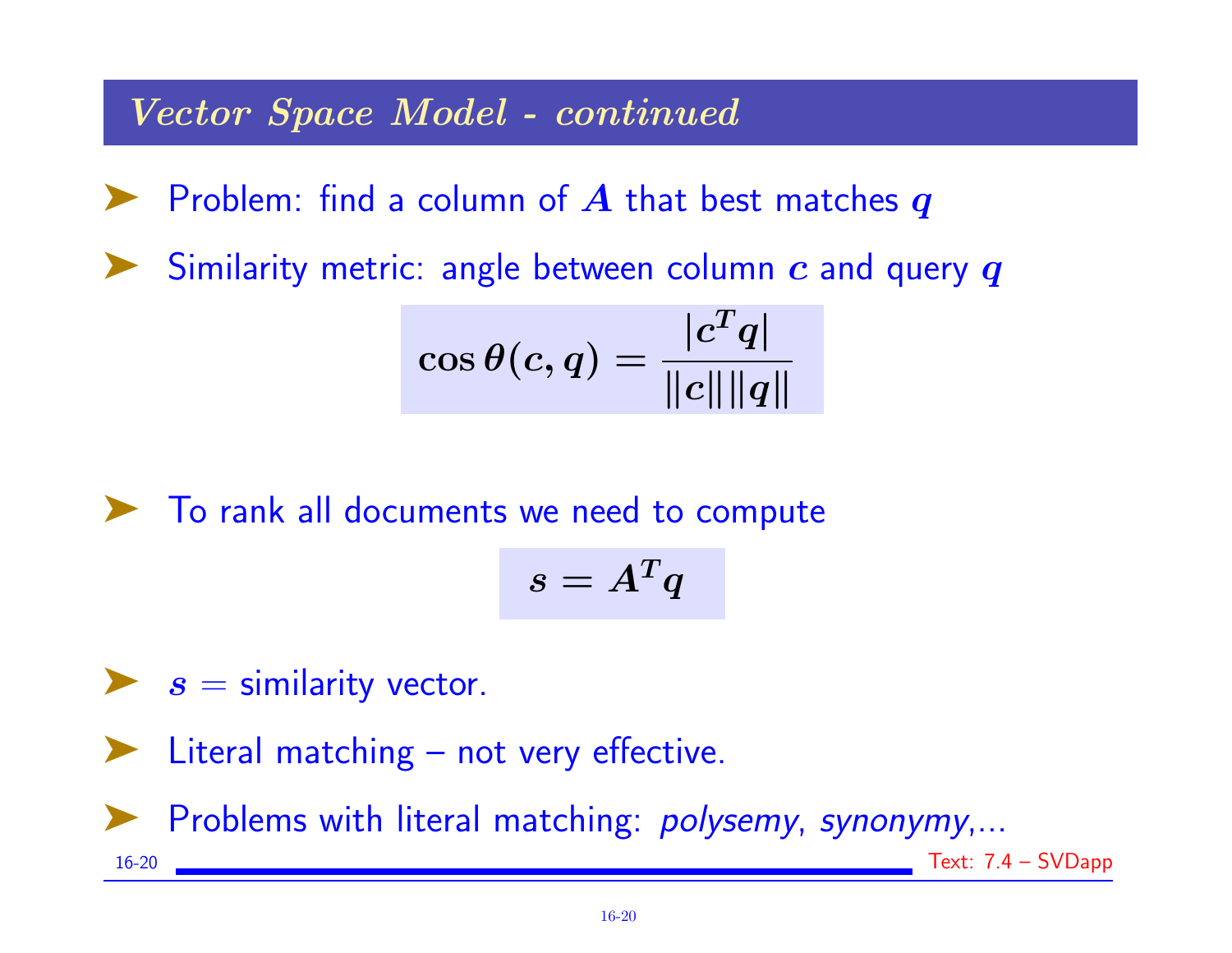## *Vector Space Model - continued*

- Problem: find a column of $A$ that best matches $q$
- Similarity metric: angle between column $c$ and query $q$

$$\cos \theta(c, q) = \frac{|c^T q|}{\|c\| \|q\|}$$

- To rank all documents we need to compute

$$s = A^T q$$

- $s$ = similarity vector.
- Literal matching – not very effective.
- Problems with literal matching: *polysemy*, *synonymy*,...

Text: 7.4 – SVDapp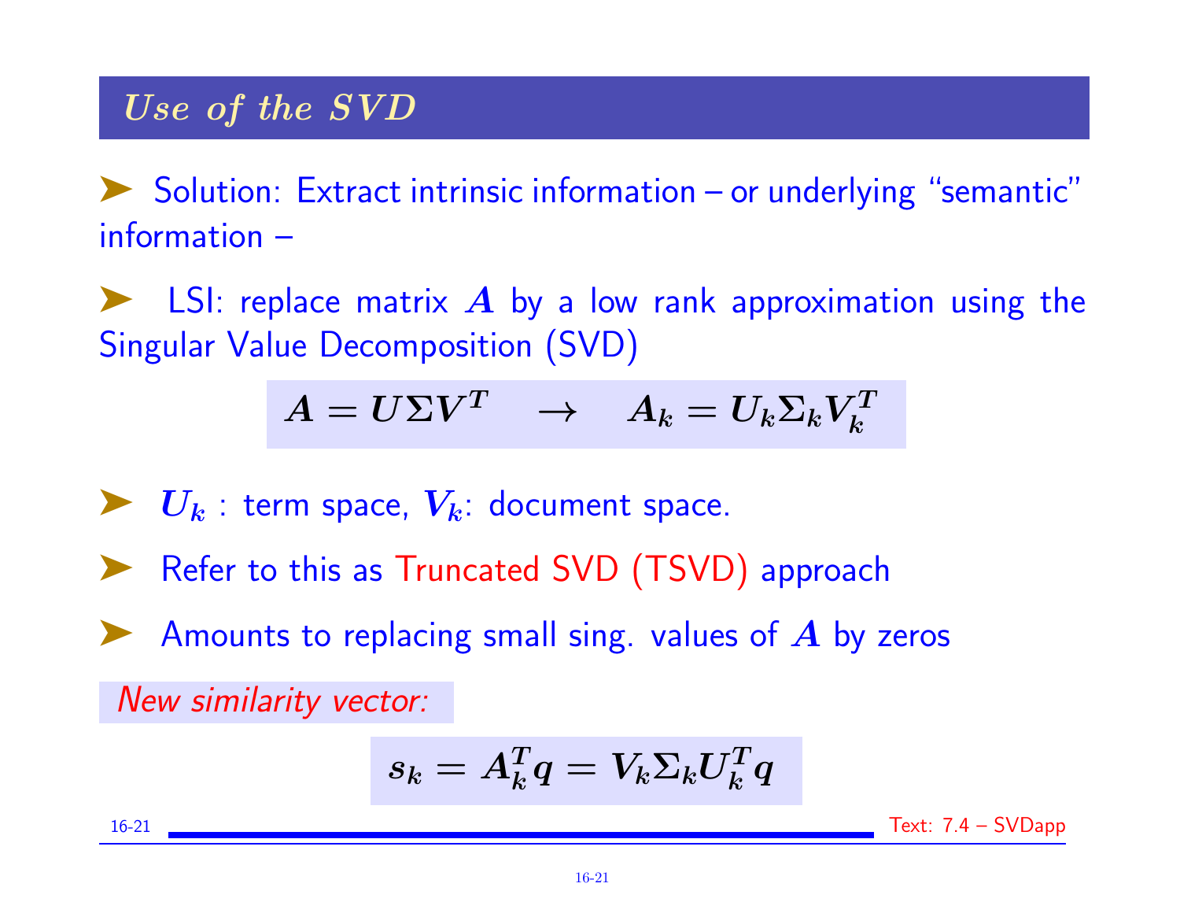## *Use of the SVD*

- Solution: Extract intrinsic information – or underlying "semantic" information –
- LSI: replace matrix $A$ by a low rank approximation using the Singular Value Decomposition (SVD)

$$A = U\Sigma V^T \quad \rightarrow \quad A_k = U_k \Sigma_k V_k^T$$

- $U_k$ : term space, $V_k$: document space.
- Refer to this as Truncated SVD (TSVD) approach
- Amounts to replacing small sing. values of $A$ by zeros

*New similarity vector:*

$$s_k = A_k^T q = V_k \Sigma_k U_k^T q$$

Text: 7.4 – SVDapp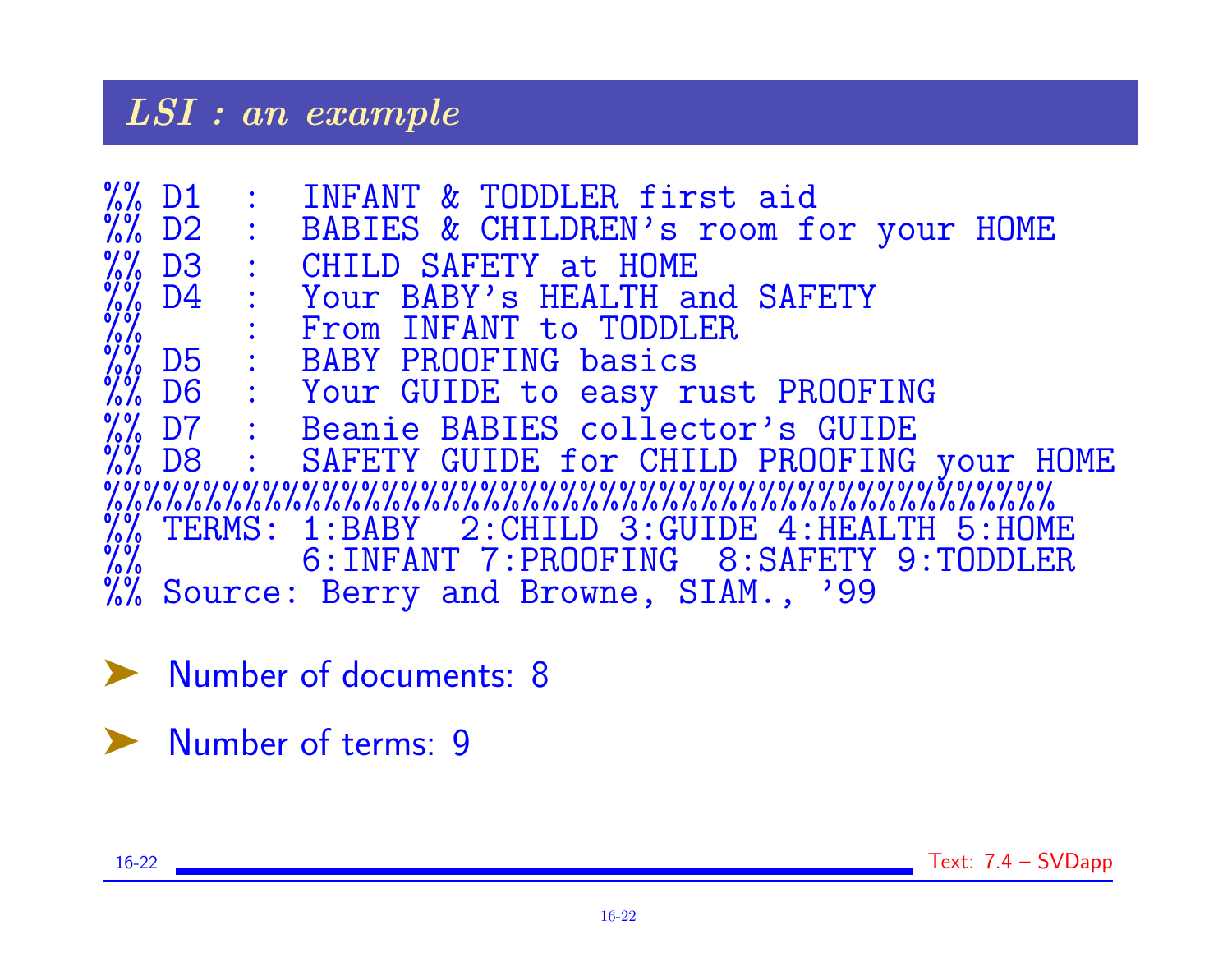## LSI : an example

```
%% D1   :  INFANT & TODDLER first aid
%% D2   :  BABIES & CHILDREN's room for your HOME
%% D3   :  CHILD SAFETY at HOME
%% D4   :  Your BABY's HEALTH and SAFETY
%%      :  From INFANT to TODDLER
%% D5   :  BABY PROOFING basics
%% D6   :  Your GUIDE to easy rust PROOFING
%% D7   :  Beanie BABIES collector's GUIDE
%% D8   :  SAFETY GUIDE for CHILD PROOFING your HOME
%%%%%%%%%%%%%%%%%%%%%%%%%%%%%%%%%%%%%%%%%%%%%%%%%%%%%%%%%%%%%%%%%%%%%%%%%%%%%%%%
%% TERMS: 1:BABY  2:CHILD 3:GUIDE 4:HEALTH 5:HOME
%%        6:INFANT 7:PROOFING  8:SAFETY 9:TODDLER
%% Source: Berry and Browne, SIAM., '99
```

- Number of documents: 8
- Number of terms: 9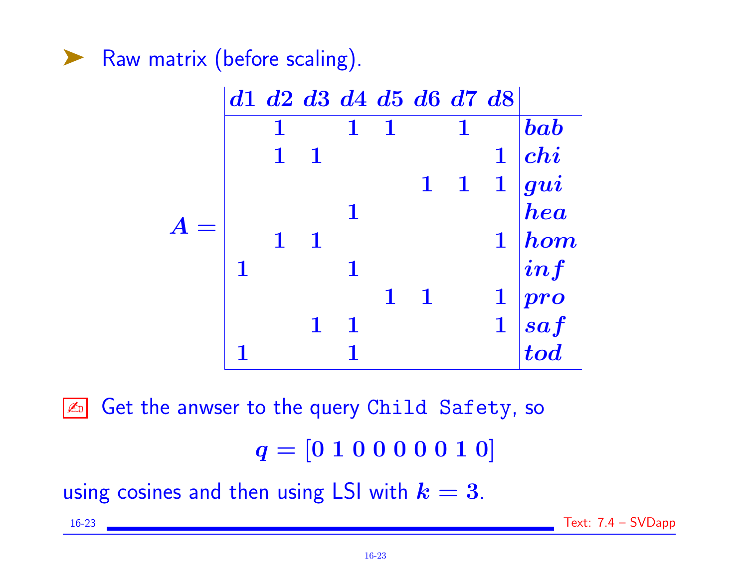➤ Raw matrix (before scaling).

$A =$

| d1 | d2 | d3 | d4 | d5 | d6 | d7 | d8 | |
|---|---|---|---|---|---|---|---|---|
| | 1 | | 1 | 1 | | 1 | | bab |
| | 1 | 1 | | | | | 1 | chi |
| | | | | | 1 | 1 | 1 | gui |
| | | | 1 | | | | | hea |
| | 1 | 1 | | | | | 1 | hom |
| 1 | | | 1 | | | | | inf |
| | | | | 1 | 1 | | 1 | pro |
| | | 1 | 1 | | | | 1 | saf |
| 1 | | | 1 | | | | | tod |

✍ Get the anwser to the query `Child Safety`, so

$$q = [0\ 1\ 0\ 0\ 0\ 0\ 0\ 1\ 0]$$

using cosines and then using LSI with $k = 3$.

Text: 7.4 – SVDapp